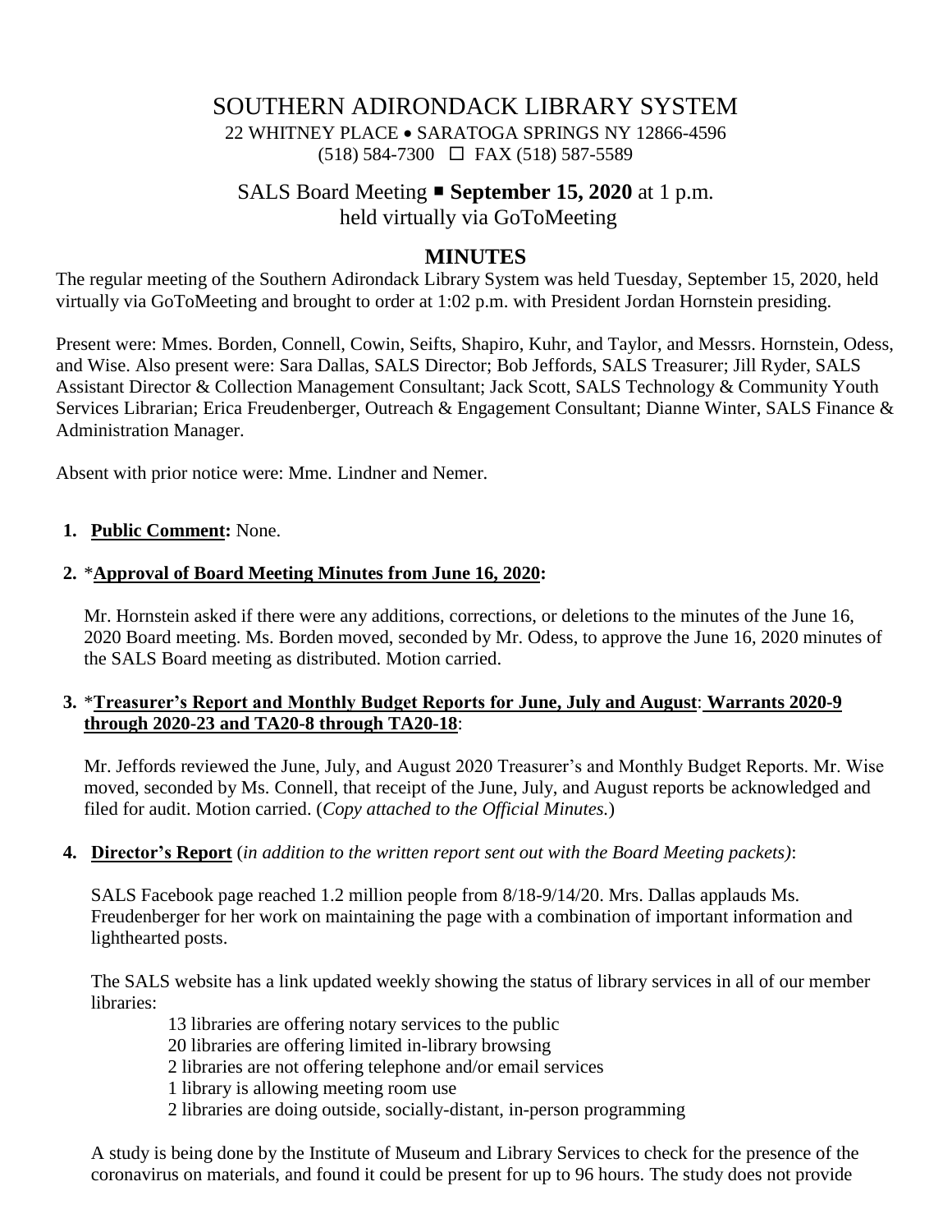# SOUTHERN ADIRONDACK LIBRARY SYSTEM

22 WHITNEY PLACE • SARATOGA SPRINGS NY 12866-4596
(518) 584-7300 ☐ FAX (518) 587-5589

## SALS Board Meeting ▪ **September 15, 2020** at 1 p.m.
held virtually via GoToMeeting

## MINUTES

The regular meeting of the Southern Adirondack Library System was held Tuesday, September 15, 2020, held virtually via GoToMeeting and brought to order at 1:02 p.m. with President Jordan Hornstein presiding.

Present were: Mmes. Borden, Connell, Cowin, Seifts, Shapiro, Kuhr, and Taylor, and Messrs. Hornstein, Odess, and Wise. Also present were: Sara Dallas, SALS Director; Bob Jeffords, SALS Treasurer; Jill Ryder, SALS Assistant Director & Collection Management Consultant; Jack Scott, SALS Technology & Community Youth Services Librarian; Erica Freudenberger, Outreach & Engagement Consultant; Dianne Winter, SALS Finance & Administration Manager.

Absent with prior notice were: Mme. Lindner and Nemer.

1. **Public Comment:** None.

2. *__Approval of Board Meeting Minutes from June 16, 2020:__

   Mr. Hornstein asked if there were any additions, corrections, or deletions to the minutes of the June 16, 2020 Board meeting. Ms. Borden moved, seconded by Mr. Odess, to approve the June 16, 2020 minutes of the SALS Board meeting as distributed. Motion carried.

3. *__Treasurer's Report and Monthly Budget Reports for June, July and August__: __Warrants 2020-9 through 2020-23 and TA20-8 through TA20-18__:

   Mr. Jeffords reviewed the June, July, and August 2020 Treasurer's and Monthly Budget Reports. Mr. Wise moved, seconded by Ms. Connell, that receipt of the June, July, and August reports be acknowledged and filed for audit. Motion carried. (*Copy attached to the Official Minutes.*)

4. **Director's Report** (*in addition to the written report sent out with the Board Meeting packets)*:

   SALS Facebook page reached 1.2 million people from 8/18-9/14/20. Mrs. Dallas applauds Ms. Freudenberger for her work on maintaining the page with a combination of important information and lighthearted posts.

   The SALS website has a link updated weekly showing the status of library services in all of our member libraries:

   - 13 libraries are offering notary services to the public
   - 20 libraries are offering limited in-library browsing
   - 2 libraries are not offering telephone and/or email services
   - 1 library is allowing meeting room use
   - 2 libraries are doing outside, socially-distant, in-person programming

   A study is being done by the Institute of Museum and Library Services to check for the presence of the coronavirus on materials, and found it could be present for up to 96 hours. The study does not provide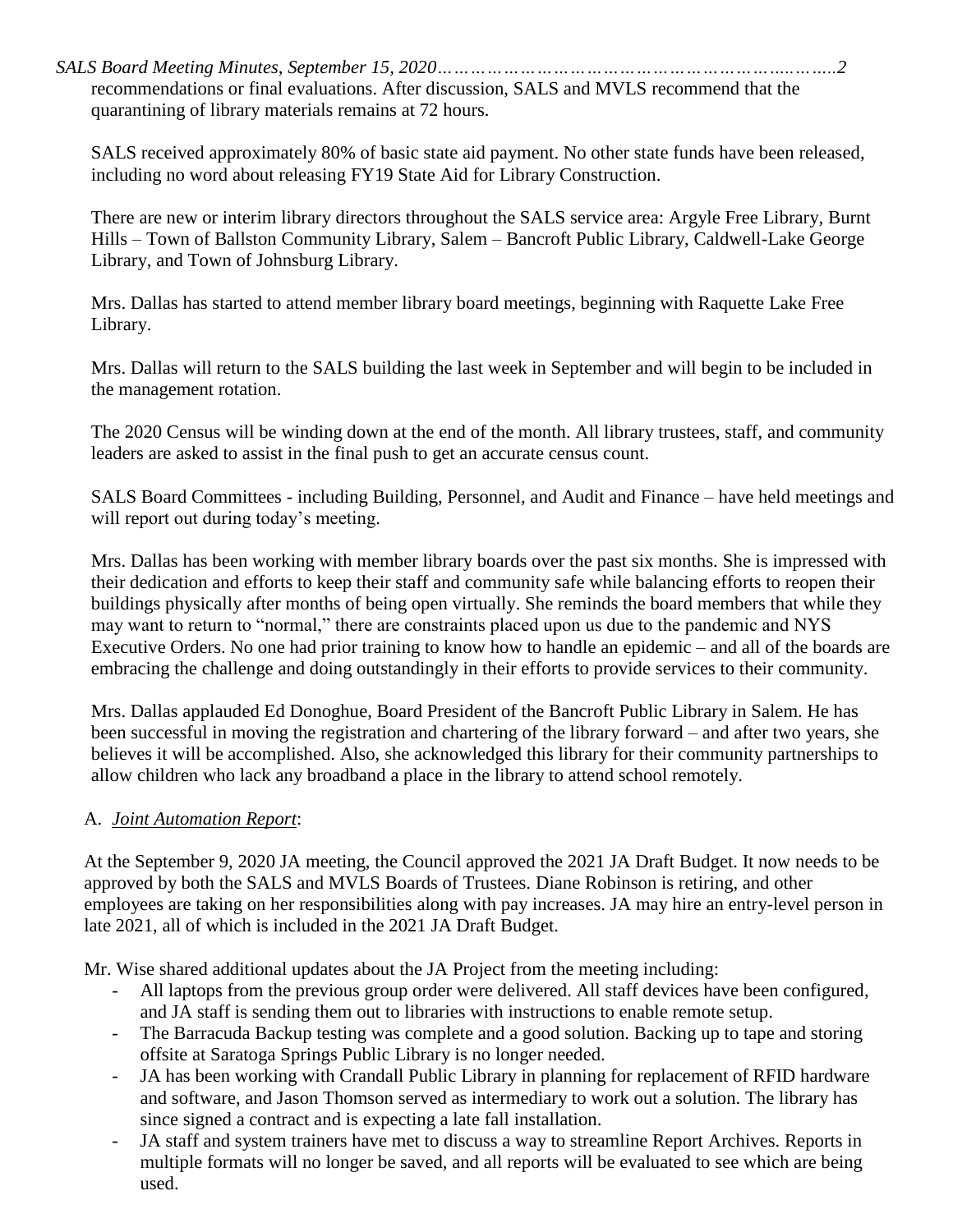recommendations or final evaluations. After discussion, SALS and MVLS recommend that the quarantining of library materials remains at 72 hours.

SALS received approximately 80% of basic state aid payment. No other state funds have been released, including no word about releasing FY19 State Aid for Library Construction.

There are new or interim library directors throughout the SALS service area: Argyle Free Library, Burnt Hills – Town of Ballston Community Library, Salem – Bancroft Public Library, Caldwell-Lake George Library, and Town of Johnsburg Library.

Mrs. Dallas has started to attend member library board meetings, beginning with Raquette Lake Free Library.

Mrs. Dallas will return to the SALS building the last week in September and will begin to be included in the management rotation.

The 2020 Census will be winding down at the end of the month. All library trustees, staff, and community leaders are asked to assist in the final push to get an accurate census count.

SALS Board Committees - including Building, Personnel, and Audit and Finance – have held meetings and will report out during today's meeting.

Mrs. Dallas has been working with member library boards over the past six months. She is impressed with their dedication and efforts to keep their staff and community safe while balancing efforts to reopen their buildings physically after months of being open virtually. She reminds the board members that while they may want to return to "normal," there are constraints placed upon us due to the pandemic and NYS Executive Orders. No one had prior training to know how to handle an epidemic – and all of the boards are embracing the challenge and doing outstandingly in their efforts to provide services to their community.

Mrs. Dallas applauded Ed Donoghue, Board President of the Bancroft Public Library in Salem. He has been successful in moving the registration and chartering of the library forward – and after two years, she believes it will be accomplished. Also, she acknowledged this library for their community partnerships to allow children who lack any broadband a place in the library to attend school remotely.

A. *Joint Automation Report*:

At the September 9, 2020 JA meeting, the Council approved the 2021 JA Draft Budget. It now needs to be approved by both the SALS and MVLS Boards of Trustees. Diane Robinson is retiring, and other employees are taking on her responsibilities along with pay increases. JA may hire an entry-level person in late 2021, all of which is included in the 2021 JA Draft Budget.

Mr. Wise shared additional updates about the JA Project from the meeting including:

- All laptops from the previous group order were delivered. All staff devices have been configured, and JA staff is sending them out to libraries with instructions to enable remote setup.
- The Barracuda Backup testing was complete and a good solution. Backing up to tape and storing offsite at Saratoga Springs Public Library is no longer needed.
- JA has been working with Crandall Public Library in planning for replacement of RFID hardware and software, and Jason Thomson served as intermediary to work out a solution. The library has since signed a contract and is expecting a late fall installation.
- JA staff and system trainers have met to discuss a way to streamline Report Archives. Reports in multiple formats will no longer be saved, and all reports will be evaluated to see which are being used.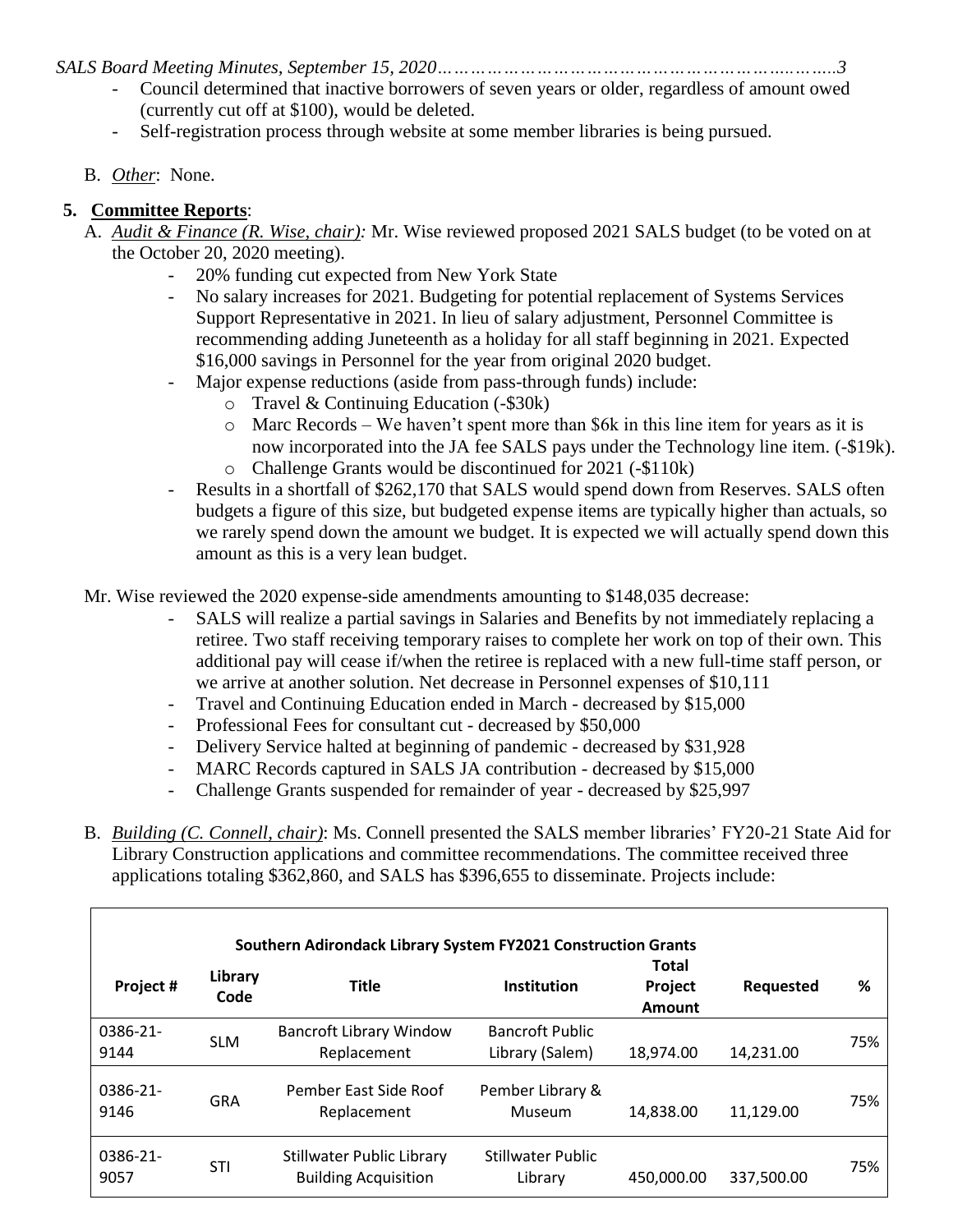- Council determined that inactive borrowers of seven years or older, regardless of amount owed (currently cut off at $100), would be deleted.
- Self-registration process through website at some member libraries is being pursued.

B. *Other*: None.

## 5. Committee Reports:

A. *Audit & Finance (R. Wise, chair):* Mr. Wise reviewed proposed 2021 SALS budget (to be voted on at the October 20, 2020 meeting).

- 20% funding cut expected from New York State
- No salary increases for 2021. Budgeting for potential replacement of Systems Services Support Representative in 2021. In lieu of salary adjustment, Personnel Committee is recommending adding Juneteenth as a holiday for all staff beginning in 2021. Expected $16,000 savings in Personnel for the year from original 2020 budget.
- Major expense reductions (aside from pass-through funds) include:
  - Travel & Continuing Education (-$30k)
  - Marc Records – We haven't spent more than $6k in this line item for years as it is now incorporated into the JA fee SALS pays under the Technology line item. (-$19k).
  - Challenge Grants would be discontinued for 2021 (-$110k)
- Results in a shortfall of $262,170 that SALS would spend down from Reserves. SALS often budgets a figure of this size, but budgeted expense items are typically higher than actuals, so we rarely spend down the amount we budget. It is expected we will actually spend down this amount as this is a very lean budget.

Mr. Wise reviewed the 2020 expense-side amendments amounting to $148,035 decrease:

- SALS will realize a partial savings in Salaries and Benefits by not immediately replacing a retiree. Two staff receiving temporary raises to complete her work on top of their own. This additional pay will cease if/when the retiree is replaced with a new full-time staff person, or we arrive at another solution. Net decrease in Personnel expenses of $10,111
- Travel and Continuing Education ended in March - decreased by $15,000
- Professional Fees for consultant cut - decreased by $50,000
- Delivery Service halted at beginning of pandemic - decreased by $31,928
- MARC Records captured in SALS JA contribution - decreased by $15,000
- Challenge Grants suspended for remainder of year - decreased by $25,997

B. *Building (C. Connell, chair)*: Ms. Connell presented the SALS member libraries' FY20-21 State Aid for Library Construction applications and committee recommendations. The committee received three applications totaling $362,860, and SALS has $396,655 to disseminate. Projects include:

**Southern Adirondack Library System FY2021 Construction Grants**

| Project # | Library Code | Title | Institution | Total Project Amount | Requested | % |
|---|---|---|---|---|---|---|
| 0386-21-9144 | SLM | Bancroft Library Window Replacement | Bancroft Public Library (Salem) | 18,974.00 | 14,231.00 | 75% |
| 0386-21-9146 | GRA | Pember East Side Roof Replacement | Pember Library & Museum | 14,838.00 | 11,129.00 | 75% |
| 0386-21-9057 | STI | Stillwater Public Library Building Acquisition | Stillwater Public Library | 450,000.00 | 337,500.00 | 75% |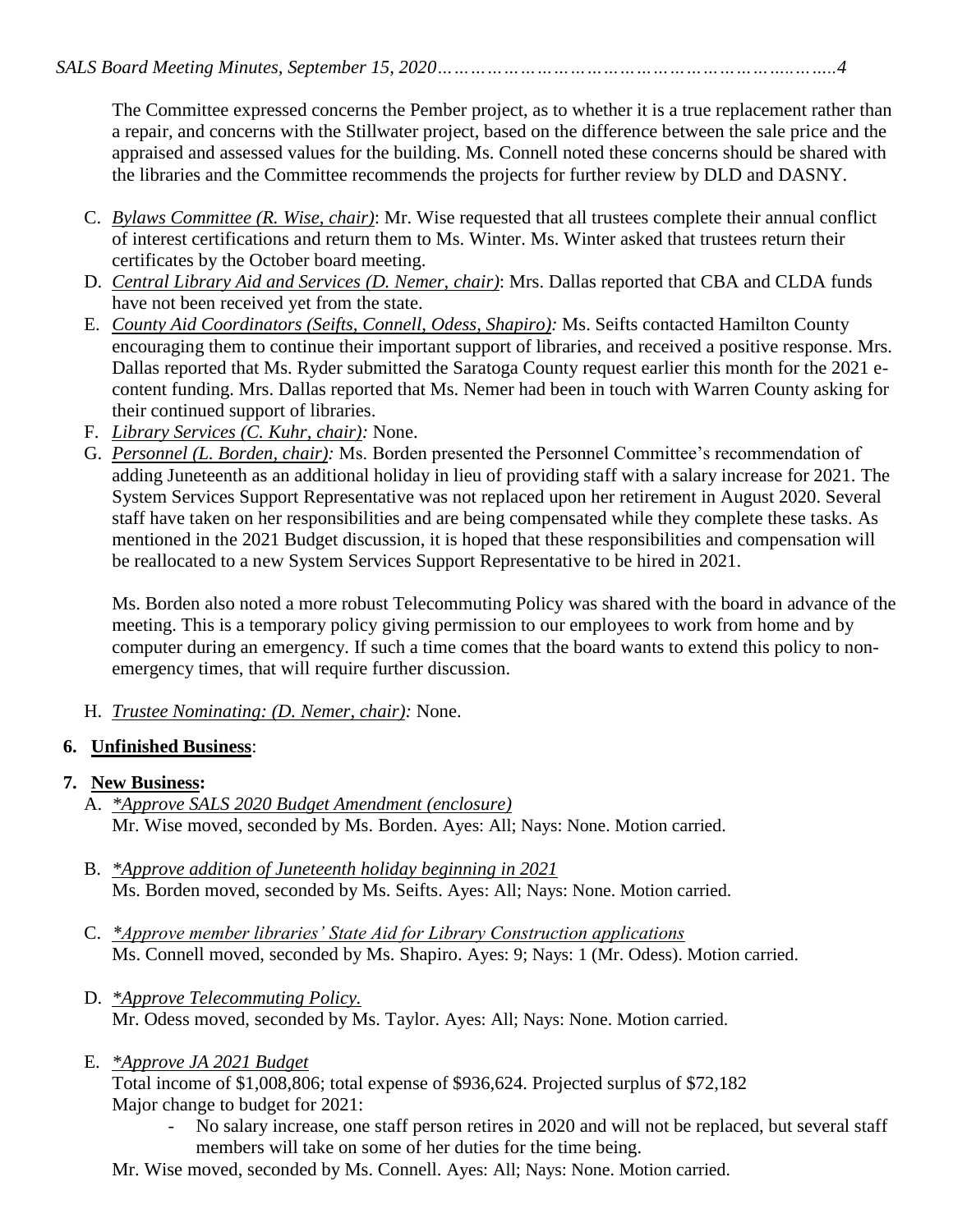The Committee expressed concerns the Pember project, as to whether it is a true replacement rather than a repair, and concerns with the Stillwater project, based on the difference between the sale price and the appraised and assessed values for the building. Ms. Connell noted these concerns should be shared with the libraries and the Committee recommends the projects for further review by DLD and DASNY.

C. *Bylaws Committee (R. Wise, chair)*: Mr. Wise requested that all trustees complete their annual conflict of interest certifications and return them to Ms. Winter. Ms. Winter asked that trustees return their certificates by the October board meeting.
D. *Central Library Aid and Services (D. Nemer, chair)*: Mrs. Dallas reported that CBA and CLDA funds have not been received yet from the state.
E. *County Aid Coordinators (Seifts, Connell, Odess, Shapiro):* Ms. Seifts contacted Hamilton County encouraging them to continue their important support of libraries, and received a positive response. Mrs. Dallas reported that Ms. Ryder submitted the Saratoga County request earlier this month for the 2021 e-content funding. Mrs. Dallas reported that Ms. Nemer had been in touch with Warren County asking for their continued support of libraries.
F. *Library Services (C. Kuhr, chair):* None.
G. *Personnel (L. Borden, chair):* Ms. Borden presented the Personnel Committee's recommendation of adding Juneteenth as an additional holiday in lieu of providing staff with a salary increase for 2021. The System Services Support Representative was not replaced upon her retirement in August 2020. Several staff have taken on her responsibilities and are being compensated while they complete these tasks. As mentioned in the 2021 Budget discussion, it is hoped that these responsibilities and compensation will be reallocated to a new System Services Support Representative to be hired in 2021.

   Ms. Borden also noted a more robust Telecommuting Policy was shared with the board in advance of the meeting. This is a temporary policy giving permission to our employees to work from home and by computer during an emergency. If such a time comes that the board wants to extend this policy to non-emergency times, that will require further discussion.

H. *Trustee Nominating: (D. Nemer, chair):* None.

**6. Unfinished Business**:

**7. New Business:**

A. *\*Approve SALS 2020 Budget Amendment (enclosure)*
   Mr. Wise moved, seconded by Ms. Borden. Ayes: All; Nays: None. Motion carried.

B. *\*Approve addition of Juneteenth holiday beginning in 2021*
   Ms. Borden moved, seconded by Ms. Seifts. Ayes: All; Nays: None. Motion carried.

C. *\*Approve member libraries' State Aid for Library Construction applications*
   Ms. Connell moved, seconded by Ms. Shapiro. Ayes: 9; Nays: 1 (Mr. Odess). Motion carried.

D. *\*Approve Telecommuting Policy.*
   Mr. Odess moved, seconded by Ms. Taylor. Ayes: All; Nays: None. Motion carried.

E. *\*Approve JA 2021 Budget*
   Total income of $1,008,806; total expense of $936,624. Projected surplus of $72,182
   Major change to budget for 2021:
   - No salary increase, one staff person retires in 2020 and will not be replaced, but several staff members will take on some of her duties for the time being.

   Mr. Wise moved, seconded by Ms. Connell. Ayes: All; Nays: None. Motion carried.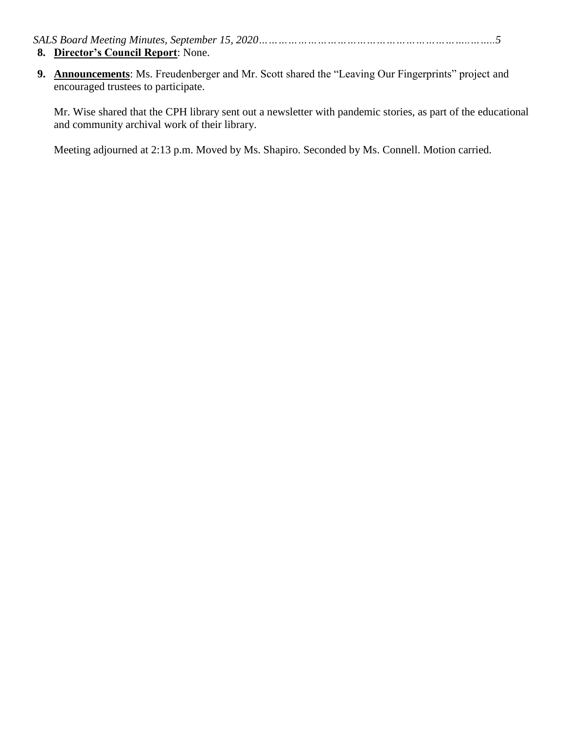8. **Director's Council Report**: None.

9. **Announcements**: Ms. Freudenberger and Mr. Scott shared the "Leaving Our Fingerprints" project and encouraged trustees to participate.

   Mr. Wise shared that the CPH library sent out a newsletter with pandemic stories, as part of the educational and community archival work of their library.

   Meeting adjourned at 2:13 p.m. Moved by Ms. Shapiro. Seconded by Ms. Connell. Motion carried.